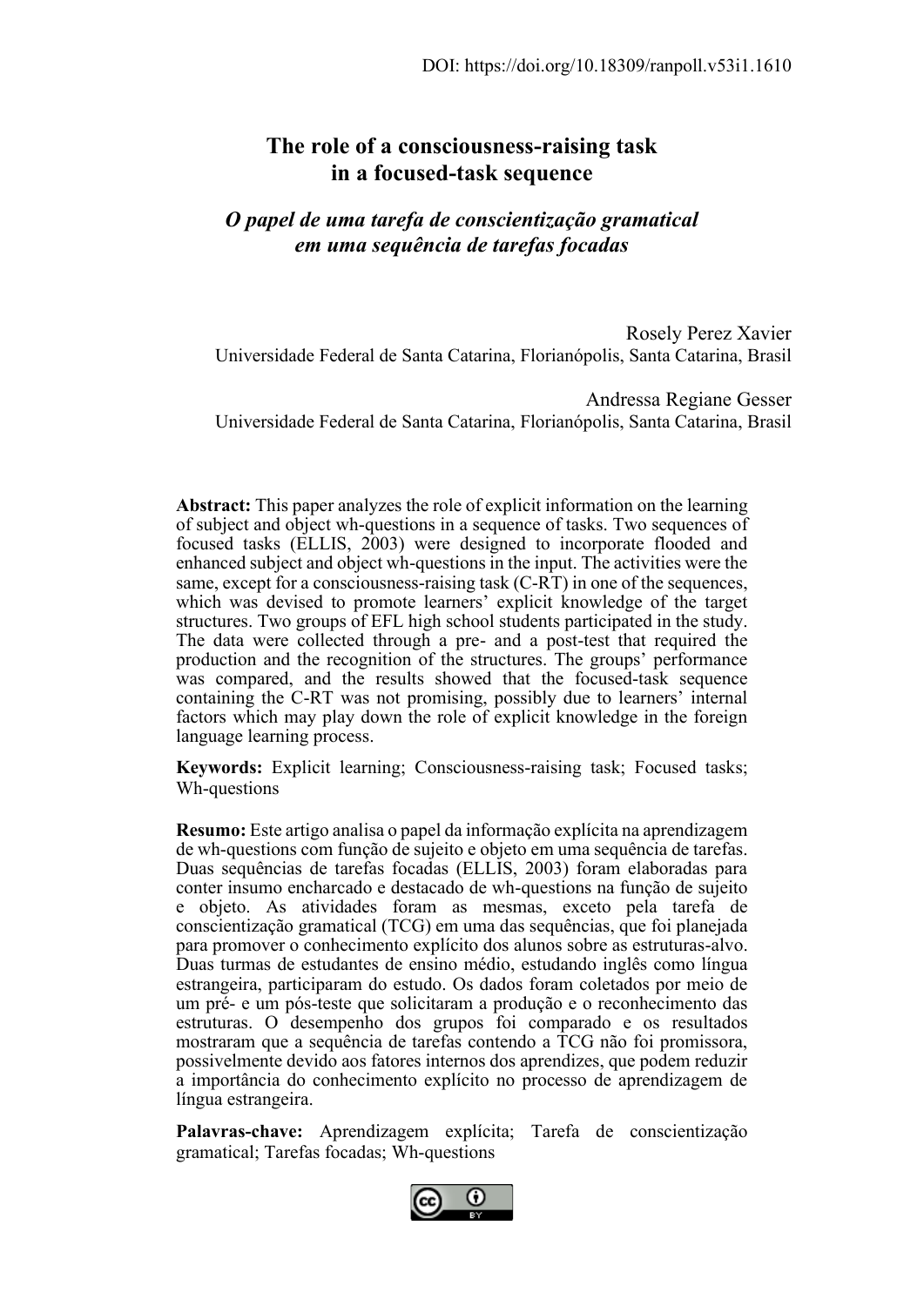DOI: https://doi.org/10.18309/ranpoll.v53i1.1610

# The role of a consciousness-raising task in a focused-task sequence

## *O papel de uma tarefa de conscientização gramatical em uma sequência de tarefas focadas*

Rosely Perez Xavier
Universidade Federal de Santa Catarina, Florianópolis, Santa Catarina, Brasil

Andressa Regiane Gesser
Universidade Federal de Santa Catarina, Florianópolis, Santa Catarina, Brasil

**Abstract:** This paper analyzes the role of explicit information on the learning of subject and object wh-questions in a sequence of tasks. Two sequences of focused tasks (ELLIS, 2003) were designed to incorporate flooded and enhanced subject and object wh-questions in the input. The activities were the same, except for a consciousness-raising task (C-RT) in one of the sequences, which was devised to promote learners' explicit knowledge of the target structures. Two groups of EFL high school students participated in the study. The data were collected through a pre- and a post-test that required the production and the recognition of the structures. The groups' performance was compared, and the results showed that the focused-task sequence containing the C-RT was not promising, possibly due to learners' internal factors which may play down the role of explicit knowledge in the foreign language learning process.

**Keywords:** Explicit learning; Consciousness-raising task; Focused tasks; Wh-questions

**Resumo:** Este artigo analisa o papel da informação explícita na aprendizagem de wh-questions com função de sujeito e objeto em uma sequência de tarefas. Duas sequências de tarefas focadas (ELLIS, 2003) foram elaboradas para conter insumo encharcado e destacado de wh-questions na função de sujeito e objeto. As atividades foram as mesmas, exceto pela tarefa de conscientização gramatical (TCG) em uma das sequências, que foi planejada para promover o conhecimento explícito dos alunos sobre as estruturas-alvo. Duas turmas de estudantes de ensino médio, estudando inglês como língua estrangeira, participaram do estudo. Os dados foram coletados por meio de um pré- e um pós-teste que solicitaram a produção e o reconhecimento das estruturas. O desempenho dos grupos foi comparado e os resultados mostraram que a sequência de tarefas contendo a TCG não foi promissora, possivelmente devido aos fatores internos dos aprendizes, que podem reduzir a importância do conhecimento explícito no processo de aprendizagem de língua estrangeira.

**Palavras-chave:** Aprendizagem explícita; Tarefa de conscientização gramatical; Tarefas focadas; Wh-questions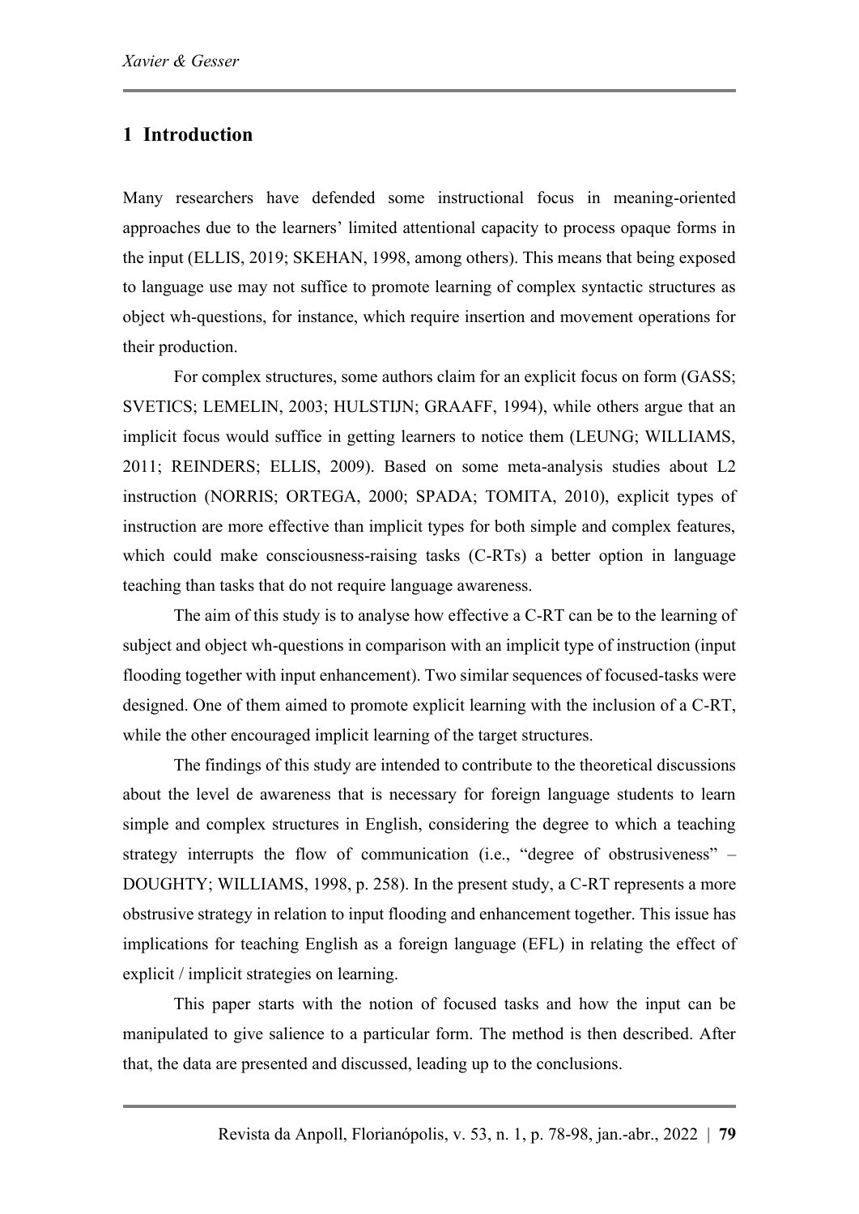## 1 Introduction

Many researchers have defended some instructional focus in meaning-oriented approaches due to the learners' limited attentional capacity to process opaque forms in the input (ELLIS, 2019; SKEHAN, 1998, among others). This means that being exposed to language use may not suffice to promote learning of complex syntactic structures as object wh-questions, for instance, which require insertion and movement operations for their production.

For complex structures, some authors claim for an explicit focus on form (GASS; SVETICS; LEMELIN, 2003; HULSTIJN; GRAAFF, 1994), while others argue that an implicit focus would suffice in getting learners to notice them (LEUNG; WILLIAMS, 2011; REINDERS; ELLIS, 2009). Based on some meta-analysis studies about L2 instruction (NORRIS; ORTEGA, 2000; SPADA; TOMITA, 2010), explicit types of instruction are more effective than implicit types for both simple and complex features, which could make consciousness-raising tasks (C-RTs) a better option in language teaching than tasks that do not require language awareness.

The aim of this study is to analyse how effective a C-RT can be to the learning of subject and object wh-questions in comparison with an implicit type of instruction (input flooding together with input enhancement). Two similar sequences of focused-tasks were designed. One of them aimed to promote explicit learning with the inclusion of a C-RT, while the other encouraged implicit learning of the target structures.

The findings of this study are intended to contribute to the theoretical discussions about the level de awareness that is necessary for foreign language students to learn simple and complex structures in English, considering the degree to which a teaching strategy interrupts the flow of communication (i.e., "degree of obstrusiveness" – DOUGHTY; WILLIAMS, 1998, p. 258). In the present study, a C-RT represents a more obstrusive strategy in relation to input flooding and enhancement together. This issue has implications for teaching English as a foreign language (EFL) in relating the effect of explicit / implicit strategies on learning.

This paper starts with the notion of focused tasks and how the input can be manipulated to give salience to a particular form. The method is then described. After that, the data are presented and discussed, leading up to the conclusions.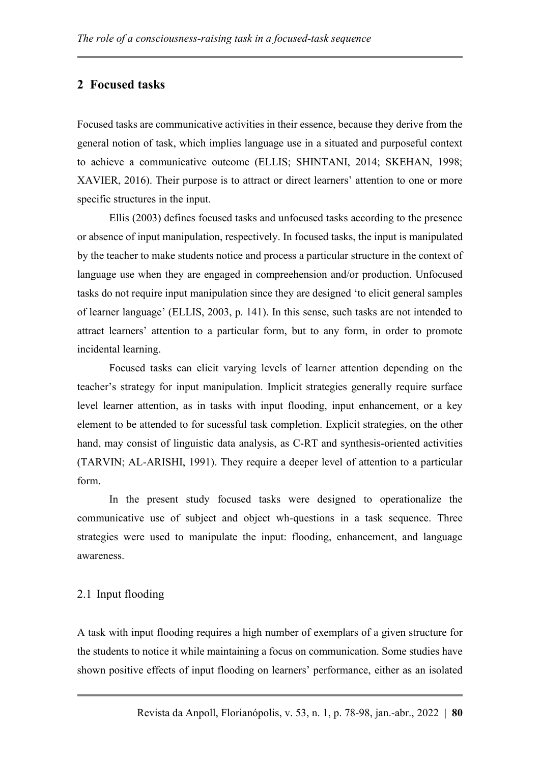## 2 Focused tasks

Focused tasks are communicative activities in their essence, because they derive from the general notion of task, which implies language use in a situated and purposeful context to achieve a communicative outcome (ELLIS; SHINTANI, 2014; SKEHAN, 1998; XAVIER, 2016). Their purpose is to attract or direct learners' attention to one or more specific structures in the input.

Ellis (2003) defines focused tasks and unfocused tasks according to the presence or absence of input manipulation, respectively. In focused tasks, the input is manipulated by the teacher to make students notice and process a particular structure in the context of language use when they are engaged in compreehension and/or production. Unfocused tasks do not require input manipulation since they are designed 'to elicit general samples of learner language' (ELLIS, 2003, p. 141). In this sense, such tasks are not intended to attract learners' attention to a particular form, but to any form, in order to promote incidental learning.

Focused tasks can elicit varying levels of learner attention depending on the teacher's strategy for input manipulation. Implicit strategies generally require surface level learner attention, as in tasks with input flooding, input enhancement, or a key element to be attended to for sucessful task completion. Explicit strategies, on the other hand, may consist of linguistic data analysis, as C-RT and synthesis-oriented activities (TARVIN; AL-ARISHI, 1991). They require a deeper level of attention to a particular form.

In the present study focused tasks were designed to operationalize the communicative use of subject and object wh-questions in a task sequence. Three strategies were used to manipulate the input: flooding, enhancement, and language awareness.

### 2.1 Input flooding

A task with input flooding requires a high number of exemplars of a given structure for the students to notice it while maintaining a focus on communication. Some studies have shown positive effects of input flooding on learners' performance, either as an isolated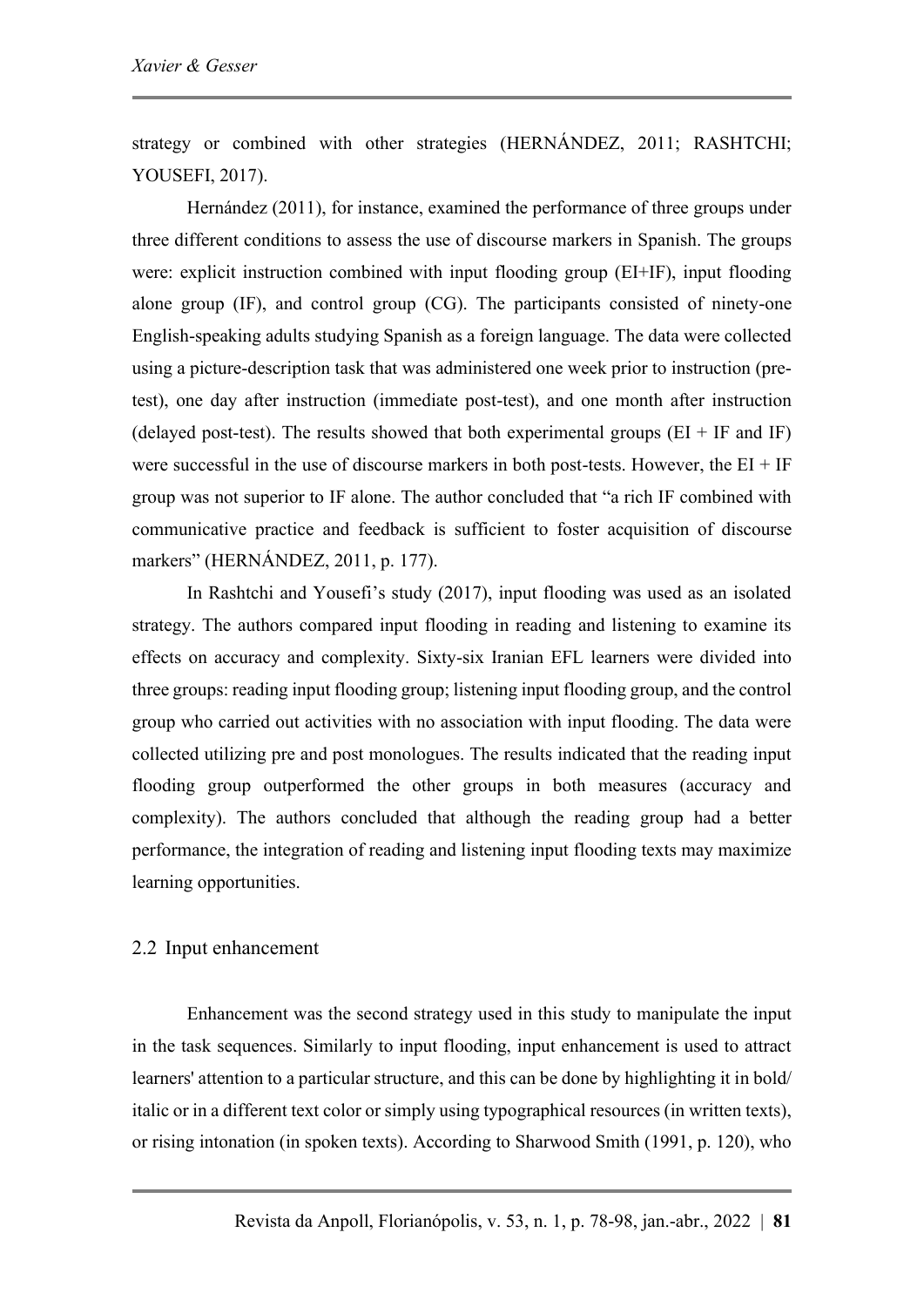strategy or combined with other strategies (HERNÁNDEZ, 2011; RASHTCHI; YOUSEFI, 2017).

Hernández (2011), for instance, examined the performance of three groups under three different conditions to assess the use of discourse markers in Spanish. The groups were: explicit instruction combined with input flooding group (EI+IF), input flooding alone group (IF), and control group (CG). The participants consisted of ninety-one English-speaking adults studying Spanish as a foreign language. The data were collected using a picture-description task that was administered one week prior to instruction (pre-test), one day after instruction (immediate post-test), and one month after instruction (delayed post-test). The results showed that both experimental groups (EI + IF and IF) were successful in the use of discourse markers in both post-tests. However, the EI + IF group was not superior to IF alone. The author concluded that "a rich IF combined with communicative practice and feedback is sufficient to foster acquisition of discourse markers" (HERNÁNDEZ, 2011, p. 177).

In Rashtchi and Yousefi's study (2017), input flooding was used as an isolated strategy. The authors compared input flooding in reading and listening to examine its effects on accuracy and complexity. Sixty-six Iranian EFL learners were divided into three groups: reading input flooding group; listening input flooding group, and the control group who carried out activities with no association with input flooding. The data were collected utilizing pre and post monologues. The results indicated that the reading input flooding group outperformed the other groups in both measures (accuracy and complexity). The authors concluded that although the reading group had a better performance, the integration of reading and listening input flooding texts may maximize learning opportunities.

## 2.2 Input enhancement

Enhancement was the second strategy used in this study to manipulate the input in the task sequences. Similarly to input flooding, input enhancement is used to attract learners' attention to a particular structure, and this can be done by highlighting it in bold/ italic or in a different text color or simply using typographical resources (in written texts), or rising intonation (in spoken texts). According to Sharwood Smith (1991, p. 120), who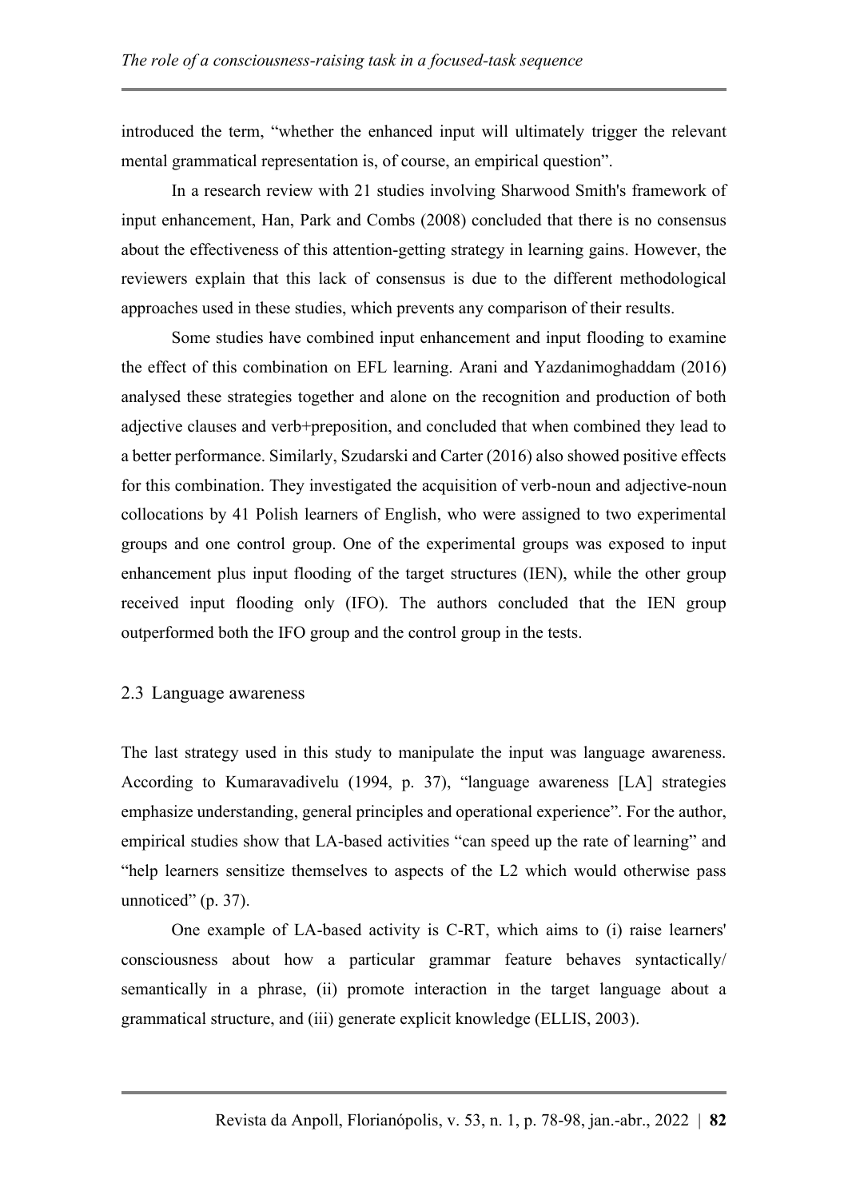introduced the term, “whether the enhanced input will ultimately trigger the relevant mental grammatical representation is, of course, an empirical question”.

In a research review with 21 studies involving Sharwood Smith's framework of input enhancement, Han, Park and Combs (2008) concluded that there is no consensus about the effectiveness of this attention-getting strategy in learning gains. However, the reviewers explain that this lack of consensus is due to the different methodological approaches used in these studies, which prevents any comparison of their results.

Some studies have combined input enhancement and input flooding to examine the effect of this combination on EFL learning. Arani and Yazdanimoghaddam (2016) analysed these strategies together and alone on the recognition and production of both adjective clauses and verb+preposition, and concluded that when combined they lead to a better performance. Similarly, Szudarski and Carter (2016) also showed positive effects for this combination. They investigated the acquisition of verb-noun and adjective-noun collocations by 41 Polish learners of English, who were assigned to two experimental groups and one control group. One of the experimental groups was exposed to input enhancement plus input flooding of the target structures (IEN), while the other group received input flooding only (IFO). The authors concluded that the IEN group outperformed both the IFO group and the control group in the tests.

### 2.3 Language awareness

The last strategy used in this study to manipulate the input was language awareness. According to Kumaravadivelu (1994, p. 37), “language awareness [LA] strategies emphasize understanding, general principles and operational experience”. For the author, empirical studies show that LA-based activities “can speed up the rate of learning” and “help learners sensitize themselves to aspects of the L2 which would otherwise pass unnoticed” (p. 37).

One example of LA-based activity is C-RT, which aims to (i) raise learners' consciousness about how a particular grammar feature behaves syntactically/ semantically in a phrase, (ii) promote interaction in the target language about a grammatical structure, and (iii) generate explicit knowledge (ELLIS, 2003).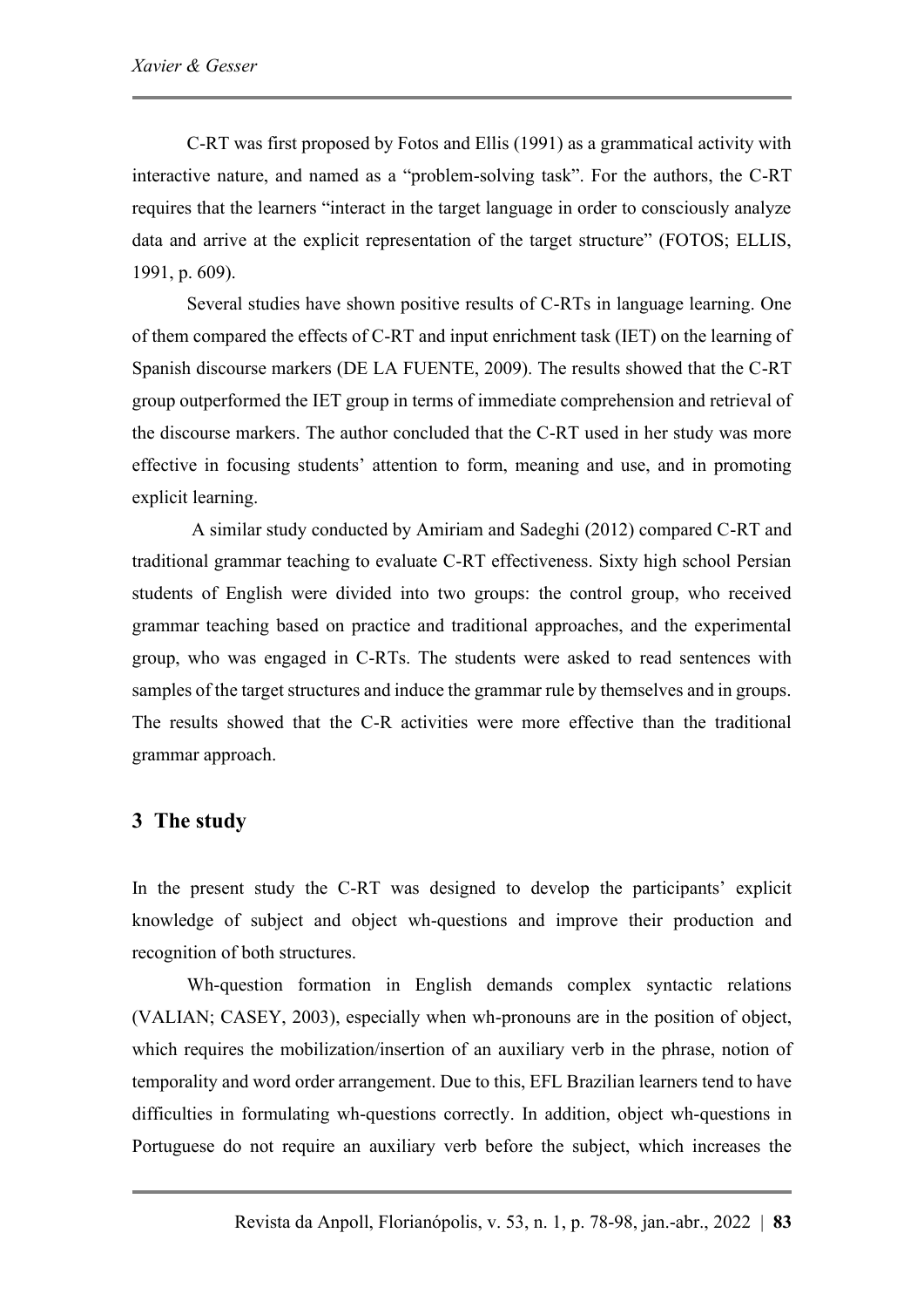C-RT was first proposed by Fotos and Ellis (1991) as a grammatical activity with interactive nature, and named as a "problem-solving task". For the authors, the C-RT requires that the learners "interact in the target language in order to consciously analyze data and arrive at the explicit representation of the target structure" (FOTOS; ELLIS, 1991, p. 609).

Several studies have shown positive results of C-RTs in language learning. One of them compared the effects of C-RT and input enrichment task (IET) on the learning of Spanish discourse markers (DE LA FUENTE, 2009). The results showed that the C-RT group outperformed the IET group in terms of immediate comprehension and retrieval of the discourse markers. The author concluded that the C-RT used in her study was more effective in focusing students' attention to form, meaning and use, and in promoting explicit learning.

A similar study conducted by Amiriam and Sadeghi (2012) compared C-RT and traditional grammar teaching to evaluate C-RT effectiveness. Sixty high school Persian students of English were divided into two groups: the control group, who received grammar teaching based on practice and traditional approaches, and the experimental group, who was engaged in C-RTs. The students were asked to read sentences with samples of the target structures and induce the grammar rule by themselves and in groups. The results showed that the C-R activities were more effective than the traditional grammar approach.

## 3 The study

In the present study the C-RT was designed to develop the participants' explicit knowledge of subject and object wh-questions and improve their production and recognition of both structures.

Wh-question formation in English demands complex syntactic relations (VALIAN; CASEY, 2003), especially when wh-pronouns are in the position of object, which requires the mobilization/insertion of an auxiliary verb in the phrase, notion of temporality and word order arrangement. Due to this, EFL Brazilian learners tend to have difficulties in formulating wh-questions correctly. In addition, object wh-questions in Portuguese do not require an auxiliary verb before the subject, which increases the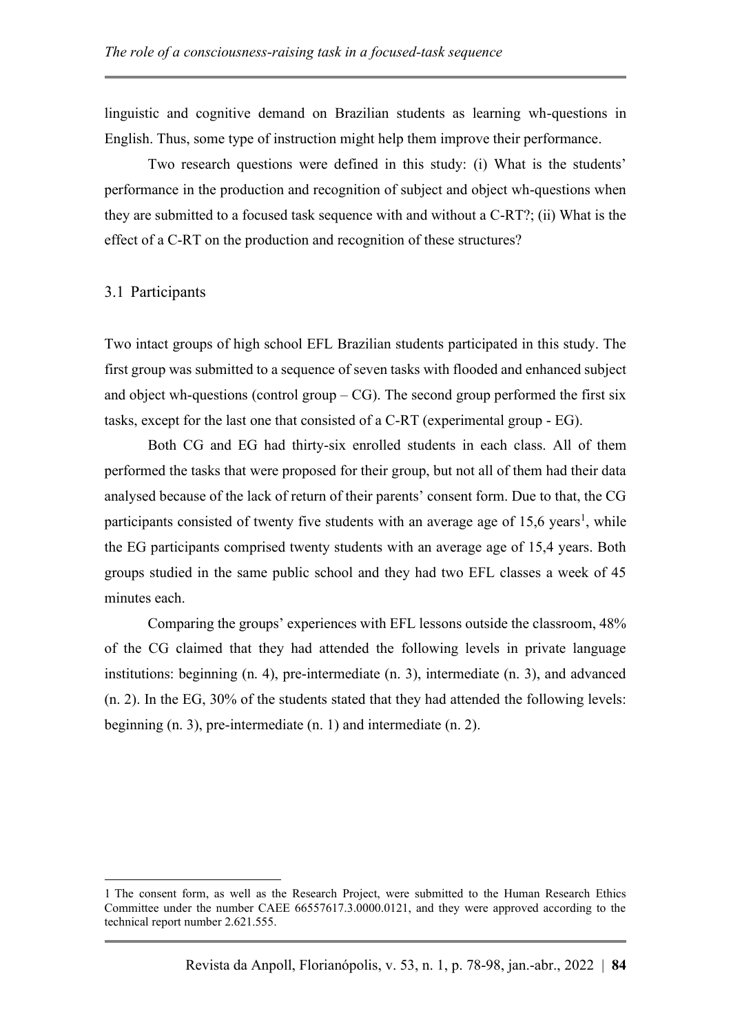linguistic and cognitive demand on Brazilian students as learning wh-questions in English. Thus, some type of instruction might help them improve their performance.

Two research questions were defined in this study: (i) What is the students' performance in the production and recognition of subject and object wh-questions when they are submitted to a focused task sequence with and without a C-RT?; (ii) What is the effect of a C-RT on the production and recognition of these structures?

### 3.1 Participants

Two intact groups of high school EFL Brazilian students participated in this study. The first group was submitted to a sequence of seven tasks with flooded and enhanced subject and object wh-questions (control group – CG). The second group performed the first six tasks, except for the last one that consisted of a C-RT (experimental group - EG).

Both CG and EG had thirty-six enrolled students in each class. All of them performed the tasks that were proposed for their group, but not all of them had their data analysed because of the lack of return of their parents' consent form. Due to that, the CG participants consisted of twenty five students with an average age of 15,6 years[1], while the EG participants comprised twenty students with an average age of 15,4 years. Both groups studied in the same public school and they had two EFL classes a week of 45 minutes each.

Comparing the groups' experiences with EFL lessons outside the classroom, 48% of the CG claimed that they had attended the following levels in private language institutions: beginning (n. 4), pre-intermediate (n. 3), intermediate (n. 3), and advanced (n. 2). In the EG, 30% of the students stated that they had attended the following levels: beginning (n. 3), pre-intermediate (n. 1) and intermediate (n. 2).

---

1 The consent form, as well as the Research Project, were submitted to the Human Research Ethics Committee under the number CAEE 66557617.3.0000.0121, and they were approved according to the technical report number 2.621.555.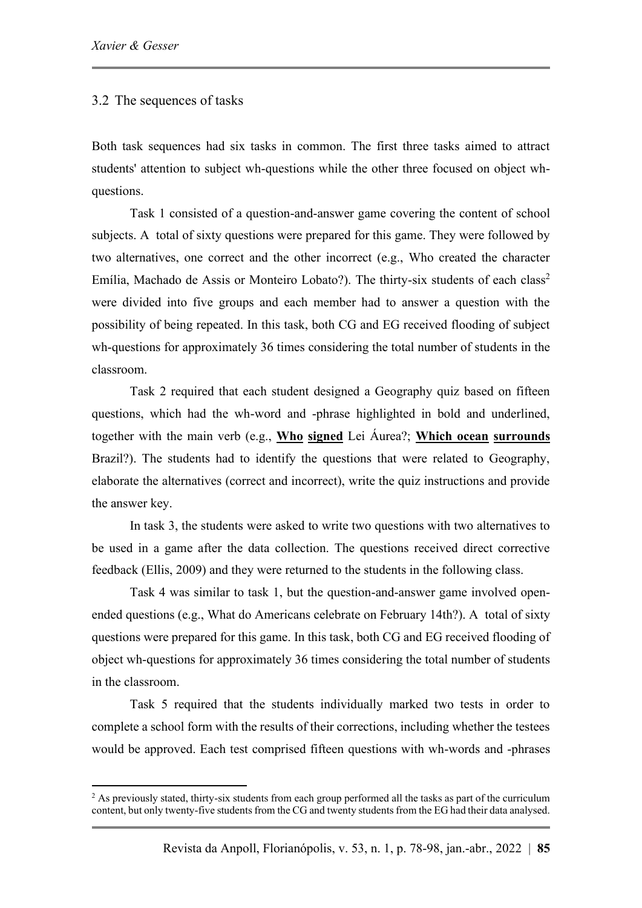## 3.2 The sequences of tasks

Both task sequences had six tasks in common. The first three tasks aimed to attract students' attention to subject wh-questions while the other three focused on object wh-questions.

Task 1 consisted of a question-and-answer game covering the content of school subjects. A total of sixty questions were prepared for this game. They were followed by two alternatives, one correct and the other incorrect (e.g., Who created the character Emília, Machado de Assis or Monteiro Lobato?). The thirty-six students of each class[2] were divided into five groups and each member had to answer a question with the possibility of being repeated. In this task, both CG and EG received flooding of subject wh-questions for approximately 36 times considering the total number of students in the classroom.

Task 2 required that each student designed a Geography quiz based on fifteen questions, which had the wh-word and -phrase highlighted in bold and underlined, together with the main verb (e.g., **<u>Who</u>** **<u>signed</u>** Lei Áurea?; **<u>Which ocean</u>** **<u>surrounds</u>** Brazil?). The students had to identify the questions that were related to Geography, elaborate the alternatives (correct and incorrect), write the quiz instructions and provide the answer key.

In task 3, the students were asked to write two questions with two alternatives to be used in a game after the data collection. The questions received direct corrective feedback (Ellis, 2009) and they were returned to the students in the following class.

Task 4 was similar to task 1, but the question-and-answer game involved open-ended questions (e.g., What do Americans celebrate on February 14th?). A total of sixty questions were prepared for this game. In this task, both CG and EG received flooding of object wh-questions for approximately 36 times considering the total number of students in the classroom.

Task 5 required that the students individually marked two tests in order to complete a school form with the results of their corrections, including whether the testees would be approved. Each test comprised fifteen questions with wh-words and -phrases

[2] As previously stated, thirty-six students from each group performed all the tasks as part of the curriculum content, but only twenty-five students from the CG and twenty students from the EG had their data analysed.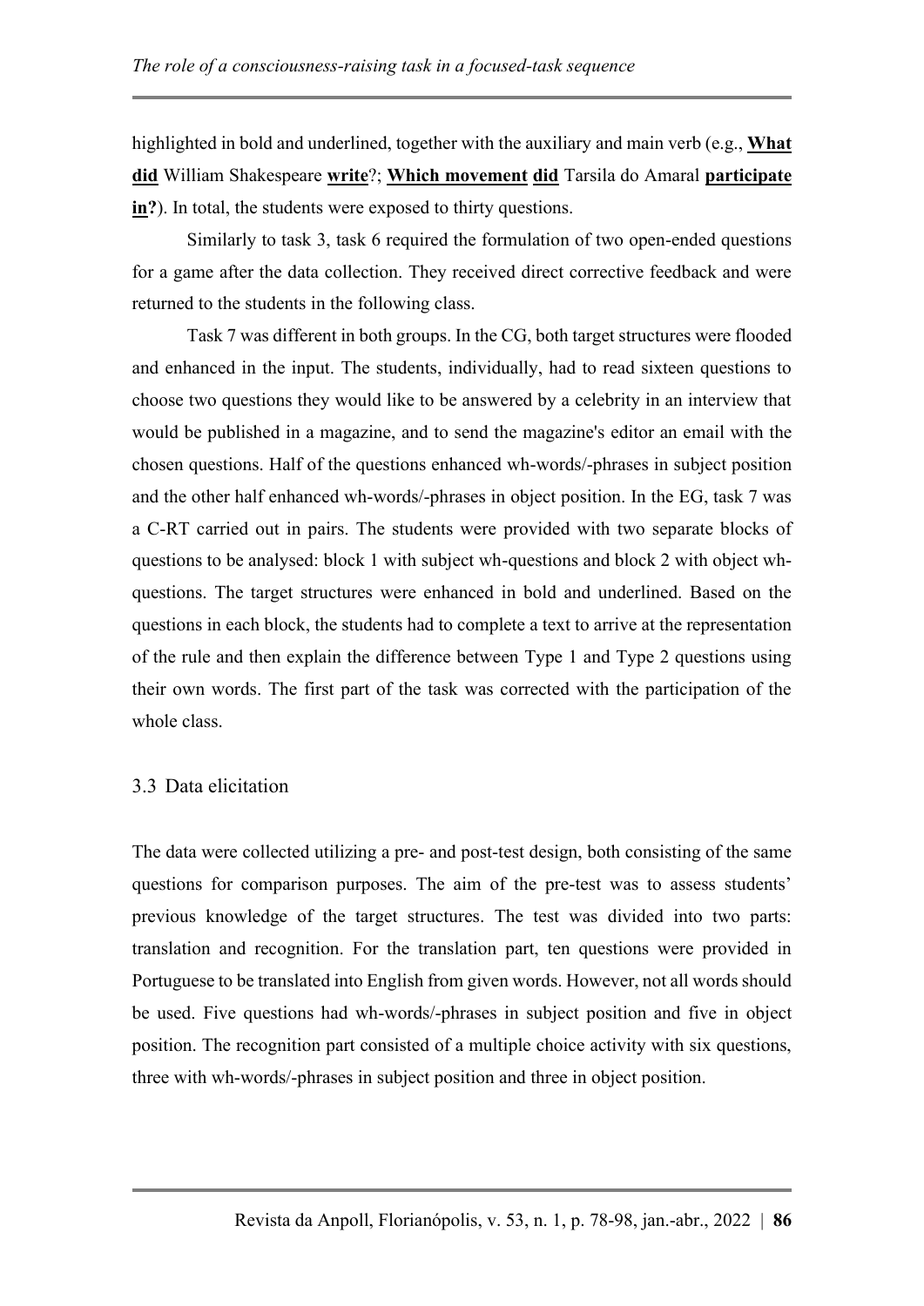highlighted in bold and underlined, together with the auxiliary and main verb (e.g., **<u>What did</u>** William Shakespeare **<u>write</u>**?; **<u>Which movement did</u>** Tarsila do Amaral **<u>participate in?</u>**). In total, the students were exposed to thirty questions.

Similarly to task 3, task 6 required the formulation of two open-ended questions for a game after the data collection. They received direct corrective feedback and were returned to the students in the following class.

Task 7 was different in both groups. In the CG, both target structures were flooded and enhanced in the input. The students, individually, had to read sixteen questions to choose two questions they would like to be answered by a celebrity in an interview that would be published in a magazine, and to send the magazine's editor an email with the chosen questions. Half of the questions enhanced wh-words/-phrases in subject position and the other half enhanced wh-words/-phrases in object position. In the EG, task 7 was a C-RT carried out in pairs. The students were provided with two separate blocks of questions to be analysed: block 1 with subject wh-questions and block 2 with object wh-questions. The target structures were enhanced in bold and underlined. Based on the questions in each block, the students had to complete a text to arrive at the representation of the rule and then explain the difference between Type 1 and Type 2 questions using their own words. The first part of the task was corrected with the participation of the whole class.

### 3.3 Data elicitation

The data were collected utilizing a pre- and post-test design, both consisting of the same questions for comparison purposes. The aim of the pre-test was to assess students' previous knowledge of the target structures. The test was divided into two parts: translation and recognition. For the translation part, ten questions were provided in Portuguese to be translated into English from given words. However, not all words should be used. Five questions had wh-words/-phrases in subject position and five in object position. The recognition part consisted of a multiple choice activity with six questions, three with wh-words/-phrases in subject position and three in object position.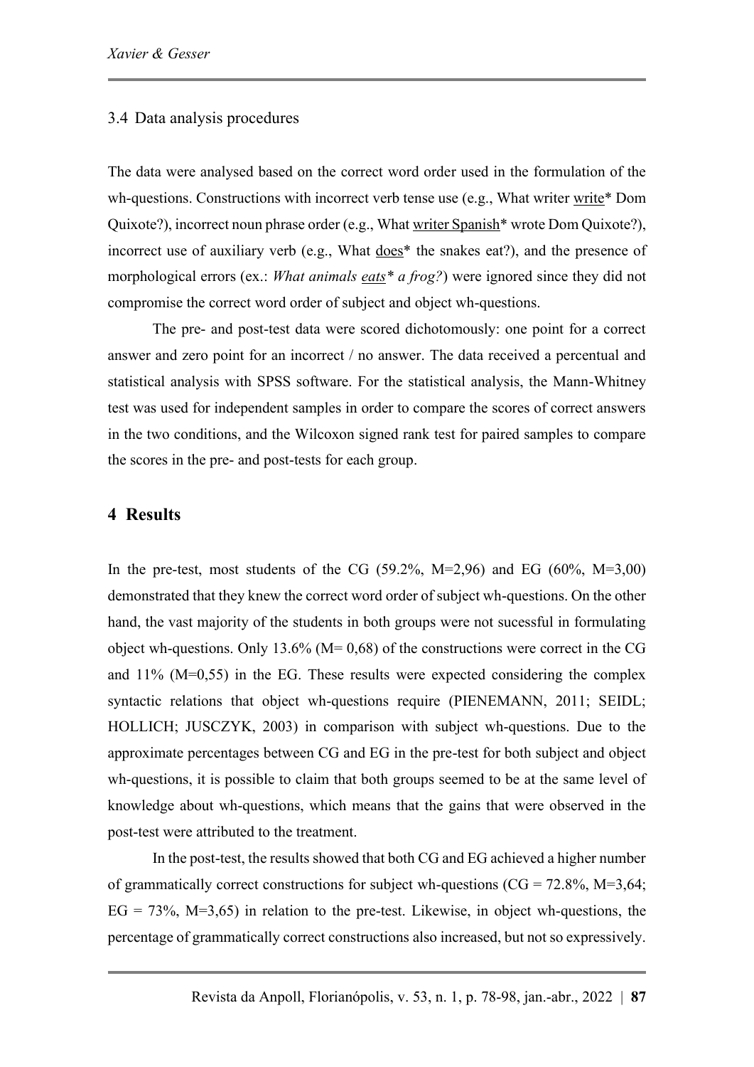### 3.4 Data analysis procedures

The data were analysed based on the correct word order used in the formulation of the wh-questions. Constructions with incorrect verb tense use (e.g., What writer <u>write</u>* Dom Quixote?), incorrect noun phrase order (e.g., What <u>writer Spanish</u>* wrote Dom Quixote?), incorrect use of auxiliary verb (e.g., What <u>does</u>* the snakes eat?), and the presence of morphological errors (ex.: *What animals <u>eats</u>* a frog?*) were ignored since they did not compromise the correct word order of subject and object wh-questions.

The pre- and post-test data were scored dichotomously: one point for a correct answer and zero point for an incorrect / no answer. The data received a percentual and statistical analysis with SPSS software. For the statistical analysis, the Mann-Whitney test was used for independent samples in order to compare the scores of correct answers in the two conditions, and the Wilcoxon signed rank test for paired samples to compare the scores in the pre- and post-tests for each group.

## 4 Results

In the pre-test, most students of the CG (59.2%, M=2,96) and EG (60%, M=3,00) demonstrated that they knew the correct word order of subject wh-questions. On the other hand, the vast majority of the students in both groups were not sucessful in formulating object wh-questions. Only 13.6% (M= 0,68) of the constructions were correct in the CG and 11% (M=0,55) in the EG. These results were expected considering the complex syntactic relations that object wh-questions require (PIENEMANN, 2011; SEIDL; HOLLICH; JUSCZYK, 2003) in comparison with subject wh-questions. Due to the approximate percentages between CG and EG in the pre-test for both subject and object wh-questions, it is possible to claim that both groups seemed to be at the same level of knowledge about wh-questions, which means that the gains that were observed in the post-test were attributed to the treatment.

In the post-test, the results showed that both CG and EG achieved a higher number of grammatically correct constructions for subject wh-questions (CG = 72.8%, M=3,64; EG = 73%, M=3,65) in relation to the pre-test. Likewise, in object wh-questions, the percentage of grammatically correct constructions also increased, but not so expressively.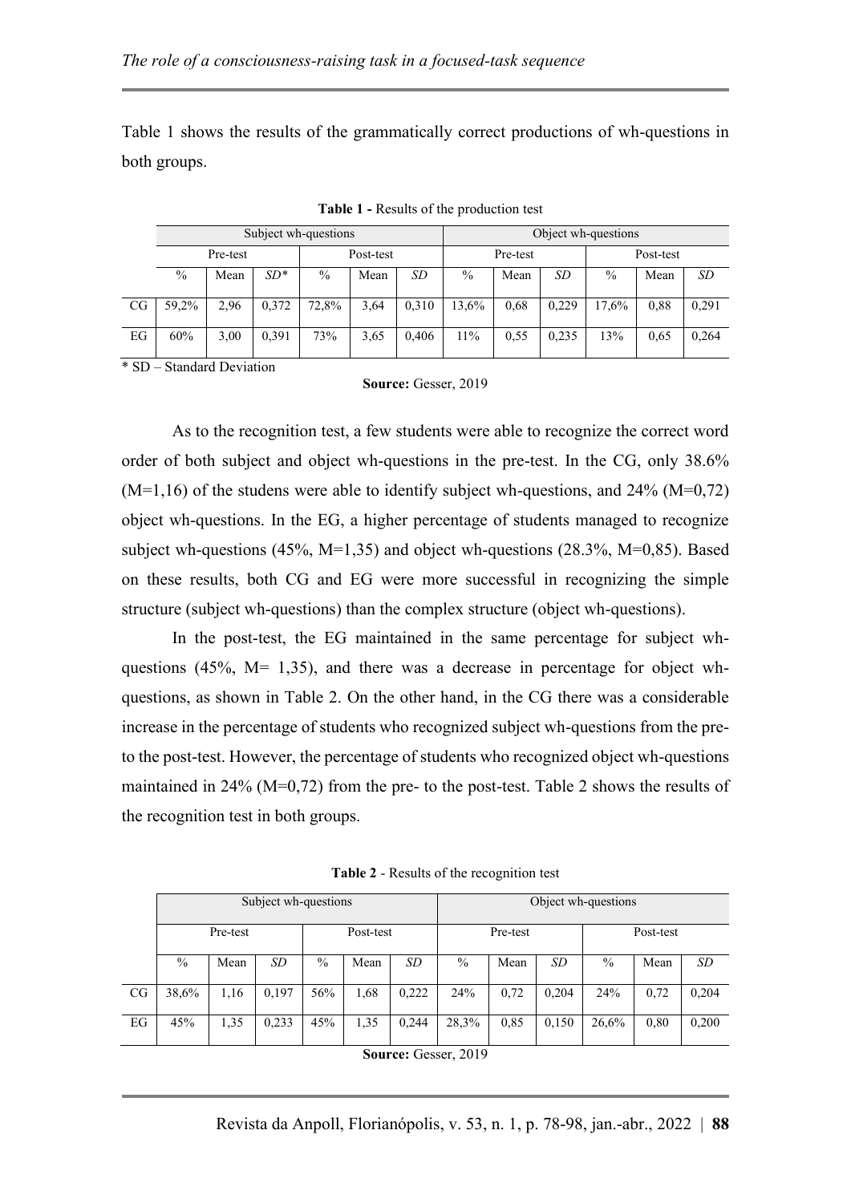Table 1 shows the results of the grammatically correct productions of wh-questions in both groups.

**Table 1 -** Results of the production test

| | Subject wh-questions | | | | | | Object wh-questions | | | | | |
|---|---|---|---|---|---|---|---|---|---|---|---|---|
| | Pre-test | | | Post-test | | | Pre-test | | | Post-test | | |
| | % | Mean | *SD\** | % | Mean | *SD* | % | Mean | *SD* | % | Mean | *SD* |
| CG | 59,2% | 2,96 | 0,372 | 72,8% | 3,64 | 0,310 | 13,6% | 0,68 | 0,229 | 17,6% | 0,88 | 0,291 |
| EG | 60% | 3,00 | 0,391 | 73% | 3,65 | 0,406 | 11% | 0,55 | 0,235 | 13% | 0,65 | 0,264 |

\* SD – Standard Deviation

**Source:** Gesser, 2019

As to the recognition test, a few students were able to recognize the correct word order of both subject and object wh-questions in the pre-test. In the CG, only 38.6% (M=1,16) of the studens were able to identify subject wh-questions, and 24% (M=0,72) object wh-questions. In the EG, a higher percentage of students managed to recognize subject wh-questions (45%, M=1,35) and object wh-questions (28.3%, M=0,85). Based on these results, both CG and EG were more successful in recognizing the simple structure (subject wh-questions) than the complex structure (object wh-questions).

In the post-test, the EG maintained in the same percentage for subject wh-questions (45%, M= 1,35), and there was a decrease in percentage for object wh-questions, as shown in Table 2. On the other hand, in the CG there was a considerable increase in the percentage of students who recognized subject wh-questions from the pre- to the post-test. However, the percentage of students who recognized object wh-questions maintained in 24% (M=0,72) from the pre- to the post-test. Table 2 shows the results of the recognition test in both groups.

**Table 2** - Results of the recognition test

| | Subject wh-questions | | | | | | Object wh-questions | | | | | |
|---|---|---|---|---|---|---|---|---|---|---|---|---|
| | Pre-test | | | Post-test | | | Pre-test | | | Post-test | | |
| | % | Mean | *SD* | % | Mean | *SD* | % | Mean | *SD* | % | Mean | *SD* |
| CG | 38,6% | 1,16 | 0,197 | 56% | 1,68 | 0,222 | 24% | 0,72 | 0,204 | 24% | 0,72 | 0,204 |
| EG | 45% | 1,35 | 0,233 | 45% | 1,35 | 0,244 | 28,3% | 0,85 | 0,150 | 26,6% | 0,80 | 0,200 |

**Source:** Gesser, 2019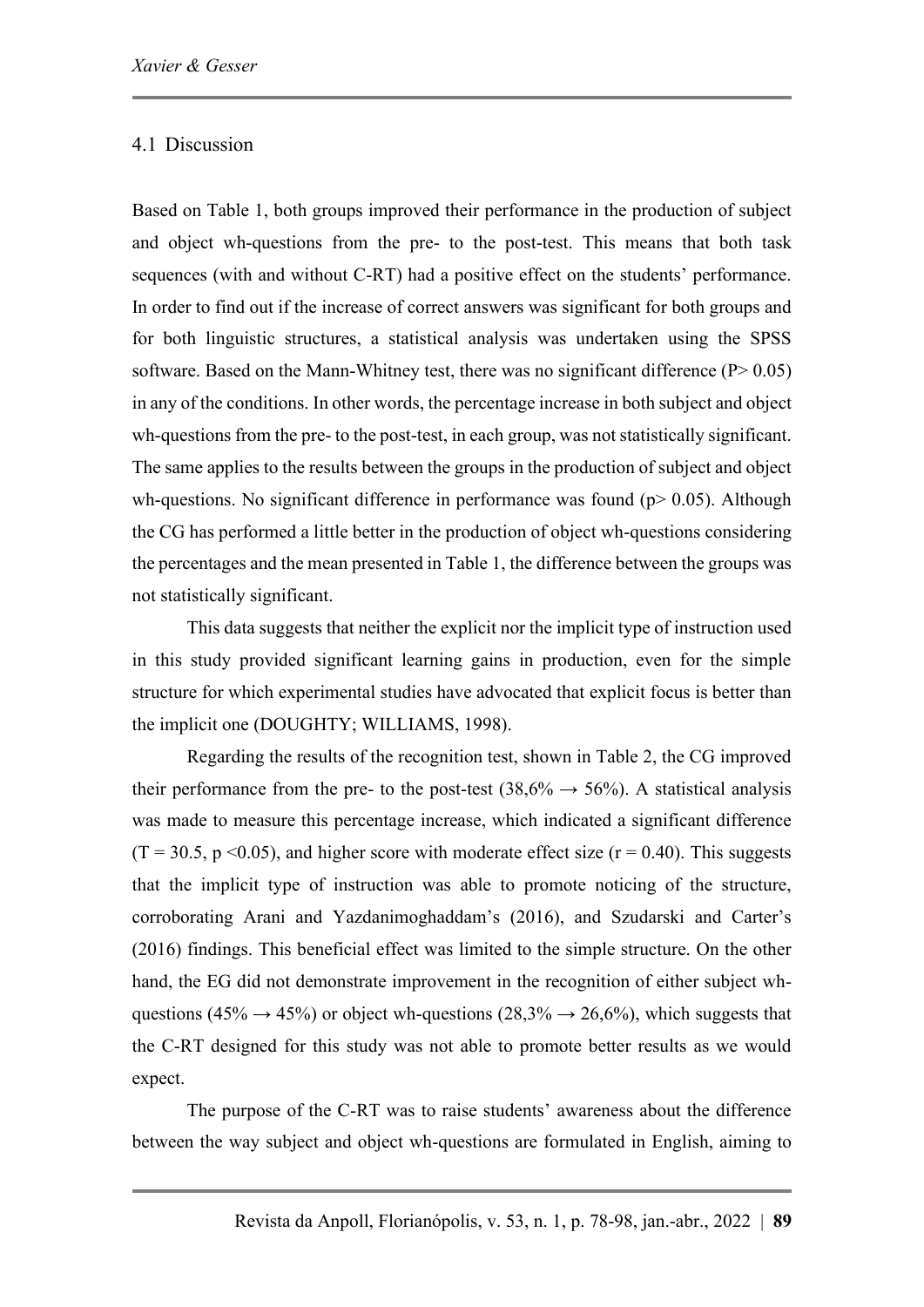## 4.1 Discussion

Based on Table 1, both groups improved their performance in the production of subject and object wh-questions from the pre- to the post-test. This means that both task sequences (with and without C-RT) had a positive effect on the students' performance. In order to find out if the increase of correct answers was significant for both groups and for both linguistic structures, a statistical analysis was undertaken using the SPSS software. Based on the Mann-Whitney test, there was no significant difference ($P > 0.05$) in any of the conditions. In other words, the percentage increase in both subject and object wh-questions from the pre- to the post-test, in each group, was not statistically significant. The same applies to the results between the groups in the production of subject and object wh-questions. No significant difference in performance was found ($p > 0.05$). Although the CG has performed a little better in the production of object wh-questions considering the percentages and the mean presented in Table 1, the difference between the groups was not statistically significant.

This data suggests that neither the explicit nor the implicit type of instruction used in this study provided significant learning gains in production, even for the simple structure for which experimental studies have advocated that explicit focus is better than the implicit one (DOUGHTY; WILLIAMS, 1998).

Regarding the results of the recognition test, shown in Table 2, the CG improved their performance from the pre- to the post-test (38,6% → 56%). A statistical analysis was made to measure this percentage increase, which indicated a significant difference ($T = 30.5$, $p < 0.05$), and higher score with moderate effect size ($r = 0.40$). This suggests that the implicit type of instruction was able to promote noticing of the structure, corroborating Arani and Yazdanimoghaddam's (2016), and Szudarski and Carter's (2016) findings. This beneficial effect was limited to the simple structure. On the other hand, the EG did not demonstrate improvement in the recognition of either subject wh-questions (45% → 45%) or object wh-questions (28,3% → 26,6%), which suggests that the C-RT designed for this study was not able to promote better results as we would expect.

The purpose of the C-RT was to raise students' awareness about the difference between the way subject and object wh-questions are formulated in English, aiming to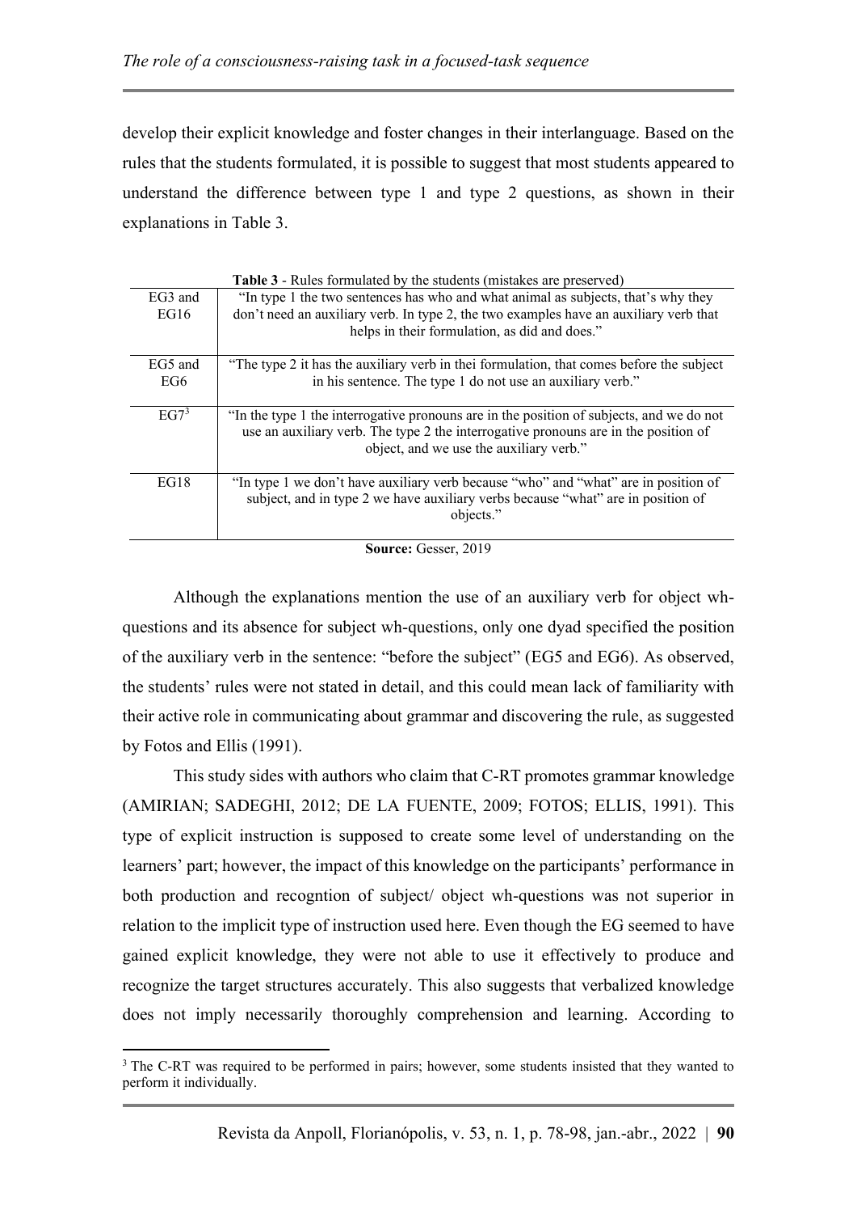develop their explicit knowledge and foster changes in their interlanguage. Based on the rules that the students formulated, it is possible to suggest that most students appeared to understand the difference between type 1 and type 2 questions, as shown in their explanations in Table 3.

**Table 3** - Rules formulated by the students (mistakes are preserved)

| | |
|---|---|
| EG3 and EG16 | "In type 1 the two sentences has who and what animal as subjects, that's why they don't need an auxiliary verb. In type 2, the two examples have an auxiliary verb that helps in their formulation, as did and does." |
| EG5 and EG6 | "The type 2 it has the auxiliary verb in thei formulation, that comes before the subject in his sentence. The type 1 do not use an auxiliary verb." |
| EG7[3] | "In the type 1 the interrogative pronouns are in the position of subjects, and we do not use an auxiliary verb. The type 2 the interrogative pronouns are in the position of object, and we use the auxiliary verb." |
| EG18 | "In type 1 we don't have auxiliary verb because "who" and "what" are in position of subject, and in type 2 we have auxiliary verbs because "what" are in position of objects." |

**Source:** Gesser, 2019

Although the explanations mention the use of an auxiliary verb for object wh-questions and its absence for subject wh-questions, only one dyad specified the position of the auxiliary verb in the sentence: "before the subject" (EG5 and EG6). As observed, the students' rules were not stated in detail, and this could mean lack of familiarity with their active role in communicating about grammar and discovering the rule, as suggested by Fotos and Ellis (1991).

This study sides with authors who claim that C-RT promotes grammar knowledge (AMIRIAN; SADEGHI, 2012; DE LA FUENTE, 2009; FOTOS; ELLIS, 1991). This type of explicit instruction is supposed to create some level of understanding on the learners' part; however, the impact of this knowledge on the participants' performance in both production and recogntion of subject/ object wh-questions was not superior in relation to the implicit type of instruction used here. Even though the EG seemed to have gained explicit knowledge, they were not able to use it effectively to produce and recognize the target structures accurately. This also suggests that verbalized knowledge does not imply necessarily thoroughly comprehension and learning. According to

[3] The C-RT was required to be performed in pairs; however, some students insisted that they wanted to perform it individually.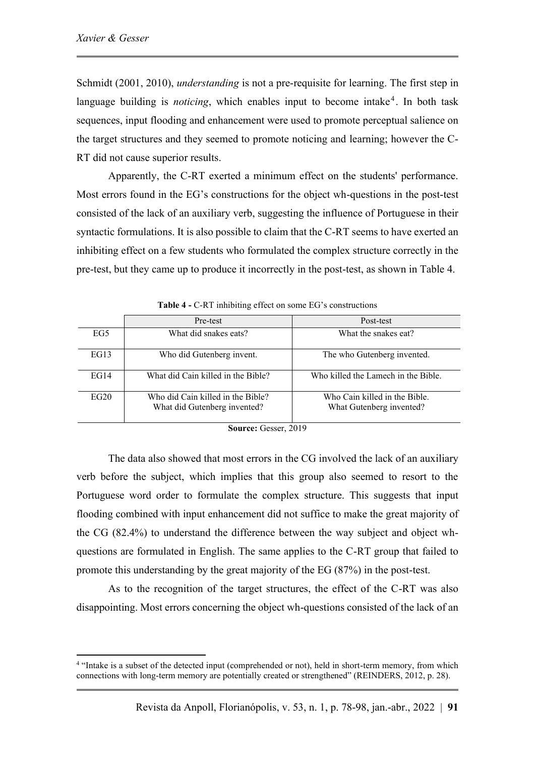Schmidt (2001, 2010), *understanding* is not a pre-requisite for learning. The first step in language building is *noticing*, which enables input to become intake[4]. In both task sequences, input flooding and enhancement were used to promote perceptual salience on the target structures and they seemed to promote noticing and learning; however the C-RT did not cause superior results.

Apparently, the C-RT exerted a minimum effect on the students' performance. Most errors found in the EG's constructions for the object wh-questions in the post-test consisted of the lack of an auxiliary verb, suggesting the influence of Portuguese in their syntactic formulations. It is also possible to claim that the C-RT seems to have exerted an inhibiting effect on a few students who formulated the complex structure correctly in the pre-test, but they came up to produce it incorrectly in the post-test, as shown in Table 4.

**Table 4 -** C-RT inhibiting effect on some EG's constructions

| | Pre-test | Post-test |
|---|---|---|
| EG5 | What did snakes eats? | What the snakes eat? |
| EG13 | Who did Gutenberg invent. | The who Gutenberg invented. |
| EG14 | What did Cain killed in the Bible? | Who killed the Lamech in the Bible. |
| EG20 | Who did Cain killed in the Bible?<br>What did Gutenberg invented? | Who Cain killed in the Bible.<br>What Gutenberg invented? |

**Source:** Gesser, 2019

The data also showed that most errors in the CG involved the lack of an auxiliary verb before the subject, which implies that this group also seemed to resort to the Portuguese word order to formulate the complex structure. This suggests that input flooding combined with input enhancement did not suffice to make the great majority of the CG (82.4%) to understand the difference between the way subject and object wh-questions are formulated in English. The same applies to the C-RT group that failed to promote this understanding by the great majority of the EG (87%) in the post-test.

As to the recognition of the target structures, the effect of the C-RT was also disappointing. Most errors concerning the object wh-questions consisted of the lack of an

[4] "Intake is a subset of the detected input (comprehended or not), held in short-term memory, from which connections with long-term memory are potentially created or strengthened" (REINDERS, 2012, p. 28).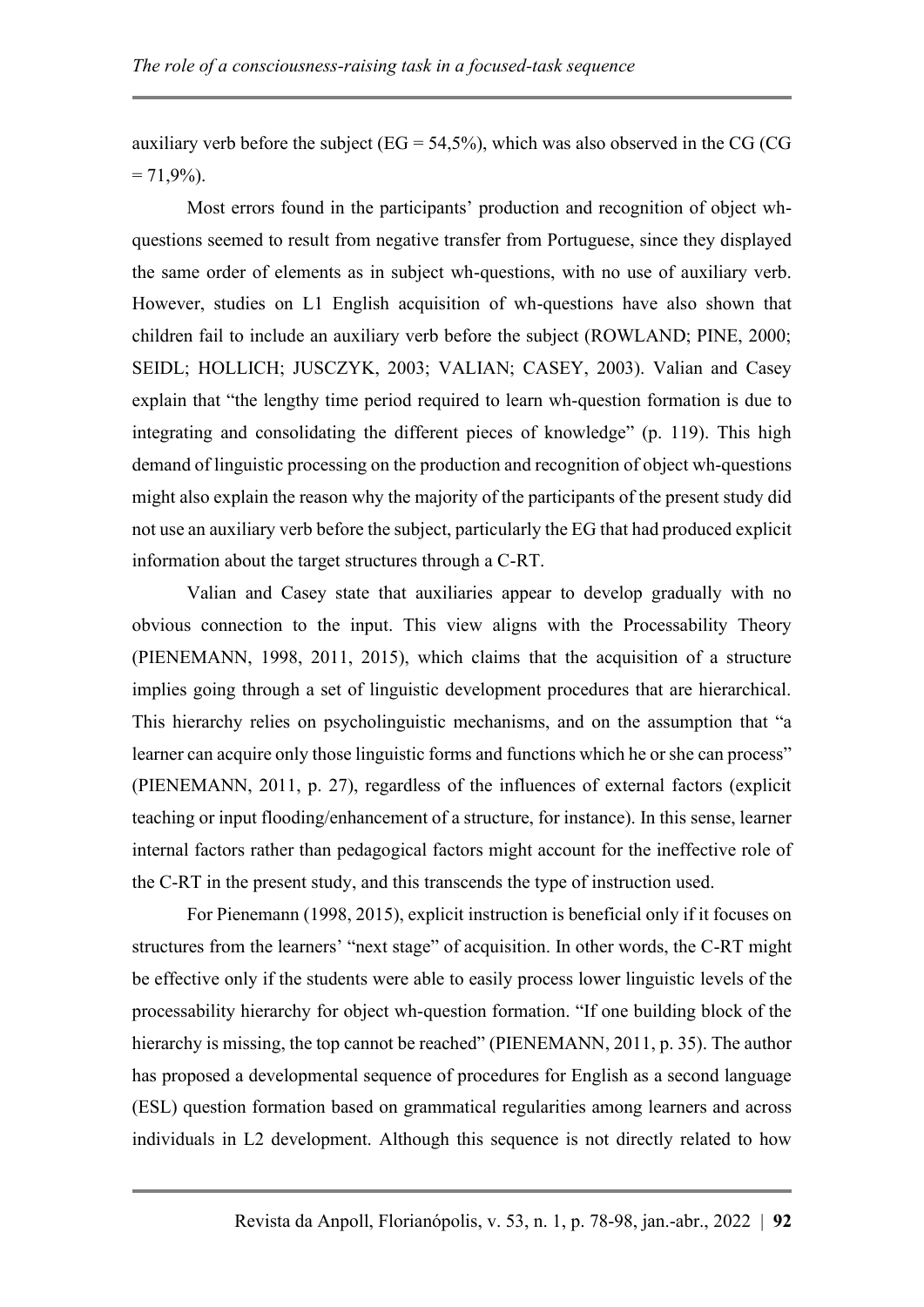auxiliary verb before the subject (EG = 54,5%), which was also observed in the CG (CG = 71,9%).

Most errors found in the participants' production and recognition of object wh-questions seemed to result from negative transfer from Portuguese, since they displayed the same order of elements as in subject wh-questions, with no use of auxiliary verb. However, studies on L1 English acquisition of wh-questions have also shown that children fail to include an auxiliary verb before the subject (ROWLAND; PINE, 2000; SEIDL; HOLLICH; JUSCZYK, 2003; VALIAN; CASEY, 2003). Valian and Casey explain that "the lengthy time period required to learn wh-question formation is due to integrating and consolidating the different pieces of knowledge" (p. 119). This high demand of linguistic processing on the production and recognition of object wh-questions might also explain the reason why the majority of the participants of the present study did not use an auxiliary verb before the subject, particularly the EG that had produced explicit information about the target structures through a C-RT.

Valian and Casey state that auxiliaries appear to develop gradually with no obvious connection to the input. This view aligns with the Processability Theory (PIENEMANN, 1998, 2011, 2015), which claims that the acquisition of a structure implies going through a set of linguistic development procedures that are hierarchical. This hierarchy relies on psycholinguistic mechanisms, and on the assumption that "a learner can acquire only those linguistic forms and functions which he or she can process" (PIENEMANN, 2011, p. 27), regardless of the influences of external factors (explicit teaching or input flooding/enhancement of a structure, for instance). In this sense, learner internal factors rather than pedagogical factors might account for the ineffective role of the C-RT in the present study, and this transcends the type of instruction used.

For Pienemann (1998, 2015), explicit instruction is beneficial only if it focuses on structures from the learners' "next stage" of acquisition. In other words, the C-RT might be effective only if the students were able to easily process lower linguistic levels of the processability hierarchy for object wh-question formation. "If one building block of the hierarchy is missing, the top cannot be reached" (PIENEMANN, 2011, p. 35). The author has proposed a developmental sequence of procedures for English as a second language (ESL) question formation based on grammatical regularities among learners and across individuals in L2 development. Although this sequence is not directly related to how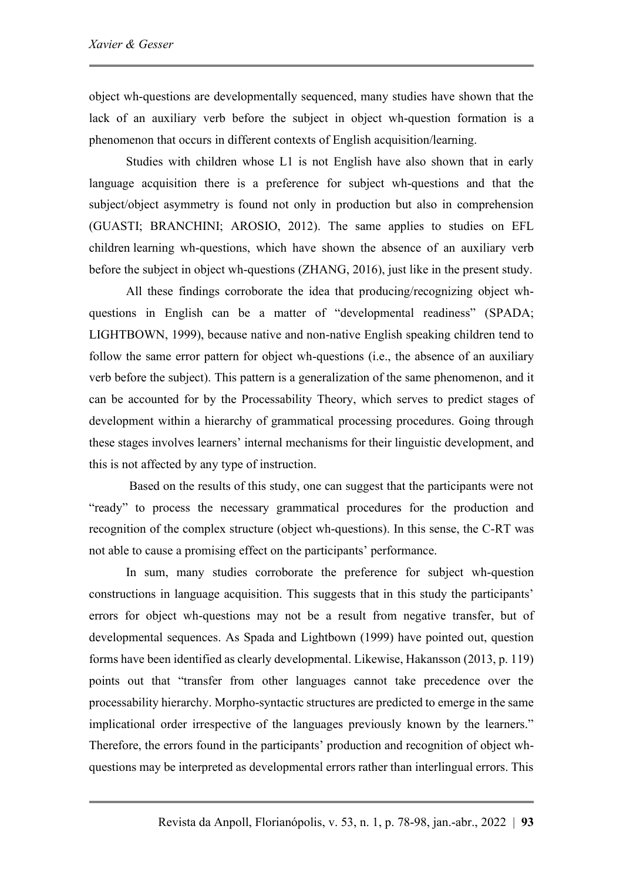object wh-questions are developmentally sequenced, many studies have shown that the lack of an auxiliary verb before the subject in object wh-question formation is a phenomenon that occurs in different contexts of English acquisition/learning.

Studies with children whose L1 is not English have also shown that in early language acquisition there is a preference for subject wh-questions and that the subject/object asymmetry is found not only in production but also in comprehension (GUASTI; BRANCHINI; AROSIO, 2012). The same applies to studies on EFL children learning wh-questions, which have shown the absence of an auxiliary verb before the subject in object wh-questions (ZHANG, 2016), just like in the present study.

All these findings corroborate the idea that producing/recognizing object wh-questions in English can be a matter of "developmental readiness" (SPADA; LIGHTBOWN, 1999), because native and non-native English speaking children tend to follow the same error pattern for object wh-questions (i.e., the absence of an auxiliary verb before the subject). This pattern is a generalization of the same phenomenon, and it can be accounted for by the Processability Theory, which serves to predict stages of development within a hierarchy of grammatical processing procedures. Going through these stages involves learners' internal mechanisms for their linguistic development, and this is not affected by any type of instruction.

Based on the results of this study, one can suggest that the participants were not "ready" to process the necessary grammatical procedures for the production and recognition of the complex structure (object wh-questions). In this sense, the C-RT was not able to cause a promising effect on the participants' performance.

In sum, many studies corroborate the preference for subject wh-question constructions in language acquisition. This suggests that in this study the participants' errors for object wh-questions may not be a result from negative transfer, but of developmental sequences. As Spada and Lightbown (1999) have pointed out, question forms have been identified as clearly developmental. Likewise, Hakansson (2013, p. 119) points out that "transfer from other languages cannot take precedence over the processability hierarchy. Morpho-syntactic structures are predicted to emerge in the same implicational order irrespective of the languages previously known by the learners." Therefore, the errors found in the participants' production and recognition of object wh-questions may be interpreted as developmental errors rather than interlingual errors. This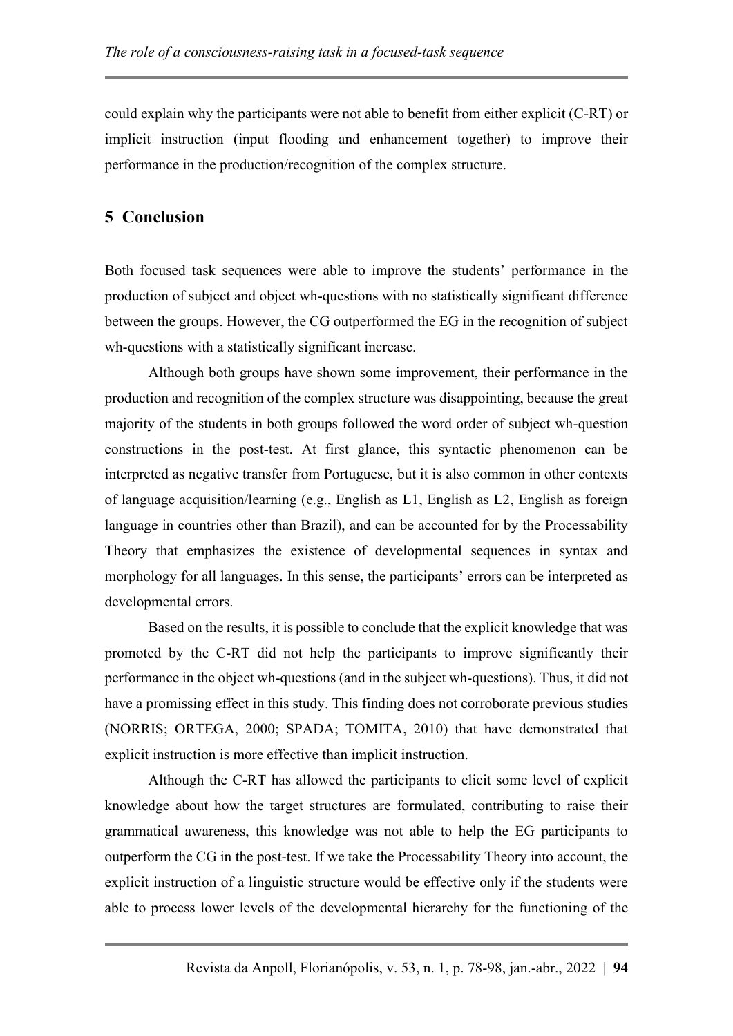could explain why the participants were not able to benefit from either explicit (C-RT) or implicit instruction (input flooding and enhancement together) to improve their performance in the production/recognition of the complex structure.

## 5 Conclusion

Both focused task sequences were able to improve the students' performance in the production of subject and object wh-questions with no statistically significant difference between the groups. However, the CG outperformed the EG in the recognition of subject wh-questions with a statistically significant increase.

Although both groups have shown some improvement, their performance in the production and recognition of the complex structure was disappointing, because the great majority of the students in both groups followed the word order of subject wh-question constructions in the post-test. At first glance, this syntactic phenomenon can be interpreted as negative transfer from Portuguese, but it is also common in other contexts of language acquisition/learning (e.g., English as L1, English as L2, English as foreign language in countries other than Brazil), and can be accounted for by the Processability Theory that emphasizes the existence of developmental sequences in syntax and morphology for all languages. In this sense, the participants' errors can be interpreted as developmental errors.

Based on the results, it is possible to conclude that the explicit knowledge that was promoted by the C-RT did not help the participants to improve significantly their performance in the object wh-questions (and in the subject wh-questions). Thus, it did not have a promising effect in this study. This finding does not corroborate previous studies (NORRIS; ORTEGA, 2000; SPADA; TOMITA, 2010) that have demonstrated that explicit instruction is more effective than implicit instruction.

Although the C-RT has allowed the participants to elicit some level of explicit knowledge about how the target structures are formulated, contributing to raise their grammatical awareness, this knowledge was not able to help the EG participants to outperform the CG in the post-test. If we take the Processability Theory into account, the explicit instruction of a linguistic structure would be effective only if the students were able to process lower levels of the developmental hierarchy for the functioning of the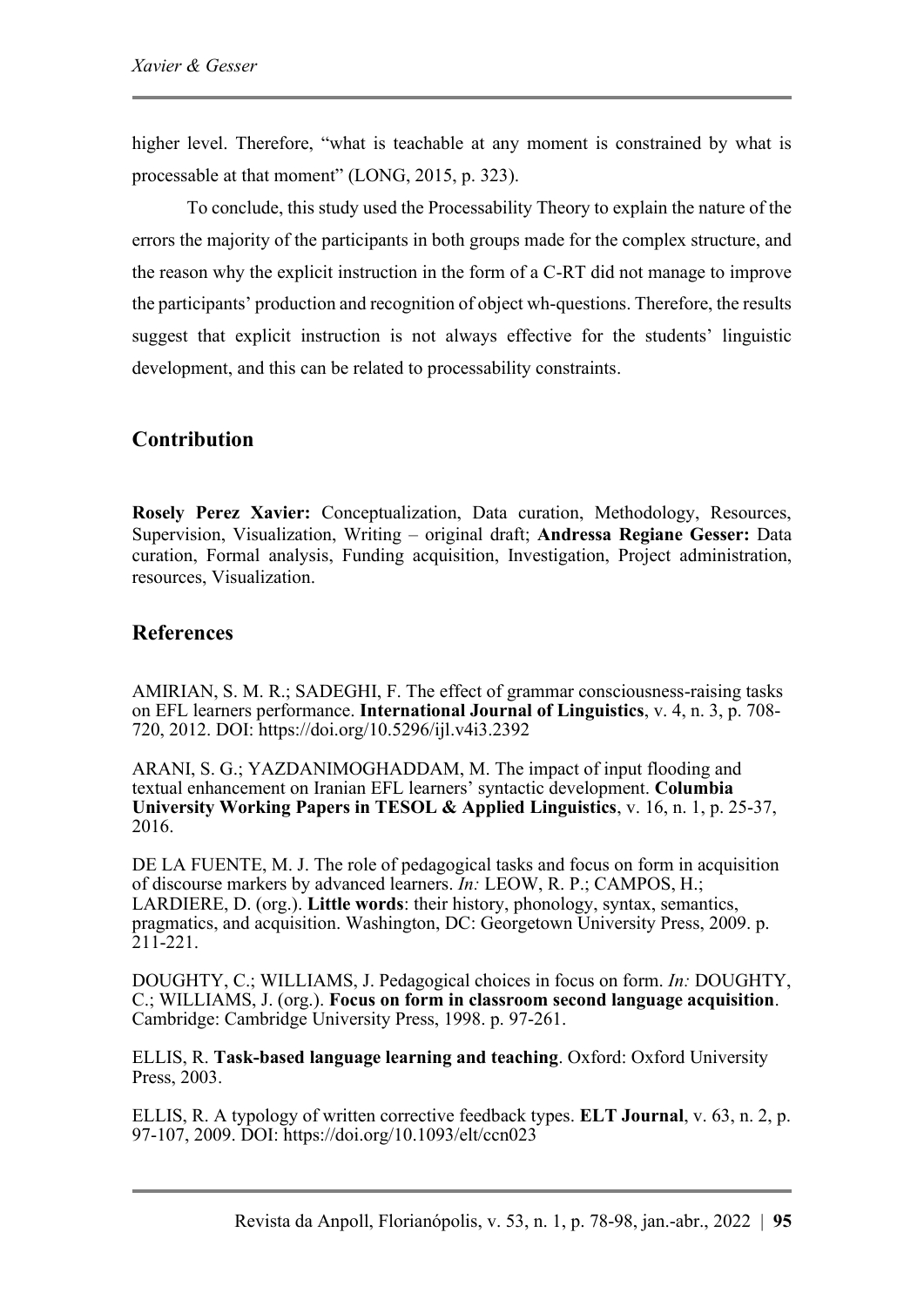higher level. Therefore, "what is teachable at any moment is constrained by what is processable at that moment" (LONG, 2015, p. 323).

To conclude, this study used the Processability Theory to explain the nature of the errors the majority of the participants in both groups made for the complex structure, and the reason why the explicit instruction in the form of a C-RT did not manage to improve the participants' production and recognition of object wh-questions. Therefore, the results suggest that explicit instruction is not always effective for the students' linguistic development, and this can be related to processability constraints.

## Contribution

**Rosely Perez Xavier:** Conceptualization, Data curation, Methodology, Resources, Supervision, Visualization, Writing – original draft; **Andressa Regiane Gesser:** Data curation, Formal analysis, Funding acquisition, Investigation, Project administration, resources, Visualization.

## References

AMIRIAN, S. M. R.; SADEGHI, F. The effect of grammar consciousness-raising tasks on EFL learners performance. **International Journal of Linguistics**, v. 4, n. 3, p. 708-720, 2012. DOI: https://doi.org/10.5296/ijl.v4i3.2392

ARANI, S. G.; YAZDANIMOGHADDAM, M. The impact of input flooding and textual enhancement on Iranian EFL learners' syntactic development. **Columbia University Working Papers in TESOL & Applied Linguistics**, v. 16, n. 1, p. 25-37, 2016.

DE LA FUENTE, M. J. The role of pedagogical tasks and focus on form in acquisition of discourse markers by advanced learners. *In:* LEOW, R. P.; CAMPOS, H.; LARDIERE, D. (org.). **Little words**: their history, phonology, syntax, semantics, pragmatics, and acquisition. Washington, DC: Georgetown University Press, 2009. p. 211-221.

DOUGHTY, C.; WILLIAMS, J. Pedagogical choices in focus on form. *In:* DOUGHTY, C.; WILLIAMS, J. (org.). **Focus on form in classroom second language acquisition**. Cambridge: Cambridge University Press, 1998. p. 97-261.

ELLIS, R. **Task-based language learning and teaching**. Oxford: Oxford University Press, 2003.

ELLIS, R. A typology of written corrective feedback types. **ELT Journal**, v. 63, n. 2, p. 97-107, 2009. DOI: https://doi.org/10.1093/elt/ccn023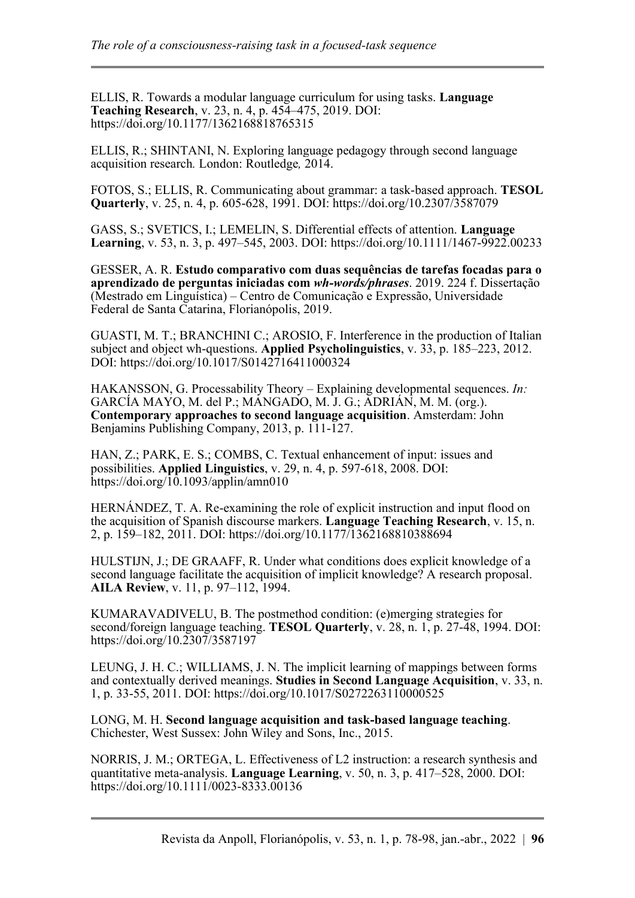ELLIS, R. Towards a modular language curriculum for using tasks. **Language Teaching Research**, v. 23, n. 4, p. 454–475, 2019. DOI: https://doi.org/10.1177/1362168818765315

ELLIS, R.; SHINTANI, N. Exploring language pedagogy through second language acquisition research*.* London: Routledge*,* 2014.

FOTOS, S.; ELLIS, R. Communicating about grammar: a task-based approach. **TESOL Quarterly**, v. 25, n. 4, p. 605-628, 1991. DOI: https://doi.org/10.2307/3587079

GASS, S.; SVETICS, I.; LEMELIN, S. Differential effects of attention. **Language Learning**, v. 53, n. 3, p. 497–545, 2003. DOI: https://doi.org/10.1111/1467-9922.00233

GESSER, A. R. **Estudo comparativo com duas sequências de tarefas focadas para o aprendizado de perguntas iniciadas com *wh-words/phrases***. 2019. 224 f. Dissertação (Mestrado em Linguística) – Centro de Comunicação e Expressão, Universidade Federal de Santa Catarina, Florianópolis, 2019.

GUASTI, M. T.; BRANCHINI C.; AROSIO, F. Interference in the production of Italian subject and object wh-questions. **Applied Psycholinguistics**, v. 33, p. 185–223, 2012. DOI: https://doi.org/10.1017/S0142716411000324

HAKANSSON, G. Processability Theory – Explaining developmental sequences. *In:* GARCÍA MAYO, M. del P.; MANGADO, M. J. G.; ADRIÁN, M. M. (org.). **Contemporary approaches to second language acquisition**. Amsterdam: John Benjamins Publishing Company, 2013, p. 111-127.

HAN, Z.; PARK, E. S.; COMBS, C. Textual enhancement of input: issues and possibilities. **Applied Linguistics**, v. 29, n. 4, p. 597-618, 2008. DOI: https://doi.org/10.1093/applin/amn010

HERNÁNDEZ, T. A. Re-examining the role of explicit instruction and input flood on the acquisition of Spanish discourse markers. **Language Teaching Research**, v. 15, n. 2, p. 159–182, 2011. DOI: https://doi.org/10.1177/1362168810388694

HULSTIJN, J.; DE GRAAFF, R. Under what conditions does explicit knowledge of a second language facilitate the acquisition of implicit knowledge? A research proposal. **AILA Review**, v. 11, p. 97–112, 1994.

KUMARAVADIVELU, B. The postmethod condition: (e)merging strategies for second/foreign language teaching. **TESOL Quarterly**, v. 28, n. 1, p. 27-48, 1994. DOI: https://doi.org/10.2307/3587197

LEUNG, J. H. C.; WILLIAMS, J. N. The implicit learning of mappings between forms and contextually derived meanings. **Studies in Second Language Acquisition**, v. 33, n. 1, p. 33-55, 2011. DOI: https://doi.org/10.1017/S0272263110000525

LONG, M. H. **Second language acquisition and task-based language teaching**. Chichester, West Sussex: John Wiley and Sons, Inc., 2015.

NORRIS, J. M.; ORTEGA, L. Effectiveness of L2 instruction: a research synthesis and quantitative meta-analysis. **Language Learning**, v. 50, n. 3, p. 417–528, 2000. DOI: https://doi.org/10.1111/0023-8333.00136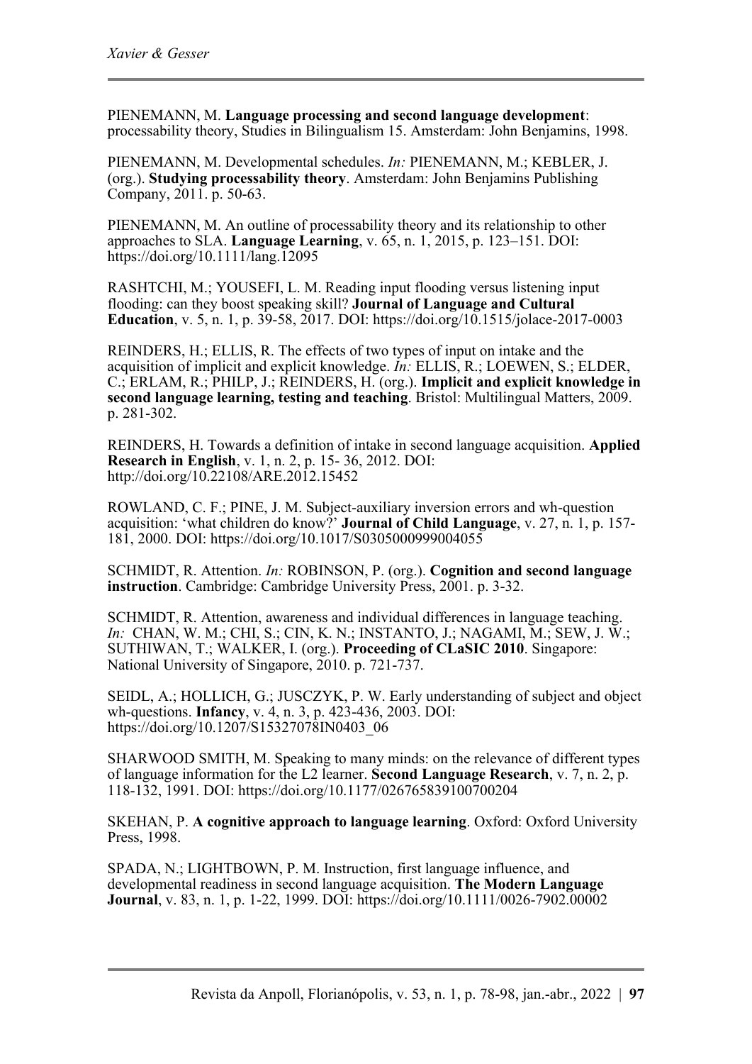PIENEMANN, M. **Language processing and second language development**: processability theory, Studies in Bilingualism 15. Amsterdam: John Benjamins, 1998.

PIENEMANN, M. Developmental schedules. *In:* PIENEMANN, M.; KEBLER, J. (org.). **Studying processability theory**. Amsterdam: John Benjamins Publishing Company, 2011. p. 50-63.

PIENEMANN, M. An outline of processability theory and its relationship to other approaches to SLA. **Language Learning**, v. 65, n. 1, 2015, p. 123–151. DOI: https://doi.org/10.1111/lang.12095

RASHTCHI, M.; YOUSEFI, L. M. Reading input flooding versus listening input flooding: can they boost speaking skill? **Journal of Language and Cultural Education**, v. 5, n. 1, p. 39-58, 2017. DOI: https://doi.org/10.1515/jolace-2017-0003

REINDERS, H.; ELLIS, R. The effects of two types of input on intake and the acquisition of implicit and explicit knowledge. *In:* ELLIS, R.; LOEWEN, S.; ELDER, C.; ERLAM, R.; PHILP, J.; REINDERS, H. (org.). **Implicit and explicit knowledge in second language learning, testing and teaching**. Bristol: Multilingual Matters, 2009. p. 281-302.

REINDERS, H. Towards a definition of intake in second language acquisition. **Applied Research in English**, v. 1, n. 2, p. 15- 36, 2012. DOI: http://doi.org/10.22108/ARE.2012.15452

ROWLAND, C. F.; PINE, J. M. Subject-auxiliary inversion errors and wh-question acquisition: 'what children do know?' **Journal of Child Language**, v. 27, n. 1, p. 157-181, 2000. DOI: https://doi.org/10.1017/S0305000999004055

SCHMIDT, R. Attention. *In:* ROBINSON, P. (org.). **Cognition and second language instruction**. Cambridge: Cambridge University Press, 2001. p. 3-32.

SCHMIDT, R. Attention, awareness and individual differences in language teaching. *In:* CHAN, W. M.; CHI, S.; CIN, K. N.; INSTANTO, J.; NAGAMI, M.; SEW, J. W.; SUTHIWAN, T.; WALKER, I. (org.). **Proceeding of CLaSIC 2010**. Singapore: National University of Singapore, 2010. p. 721-737.

SEIDL, A.; HOLLICH, G.; JUSCZYK, P. W. Early understanding of subject and object wh-questions. **Infancy**, v. 4, n. 3, p. 423-436, 2003. DOI: https://doi.org/10.1207/S15327078IN0403_06

SHARWOOD SMITH, M. Speaking to many minds: on the relevance of different types of language information for the L2 learner. **Second Language Research**, v. 7, n. 2, p. 118-132, 1991. DOI: https://doi.org/10.1177/026765839100700204

SKEHAN, P. **A cognitive approach to language learning**. Oxford: Oxford University Press, 1998.

SPADA, N.; LIGHTBOWN, P. M. Instruction, first language influence, and developmental readiness in second language acquisition. **The Modern Language Journal**, v. 83, n. 1, p. 1-22, 1999. DOI: https://doi.org/10.1111/0026-7902.00002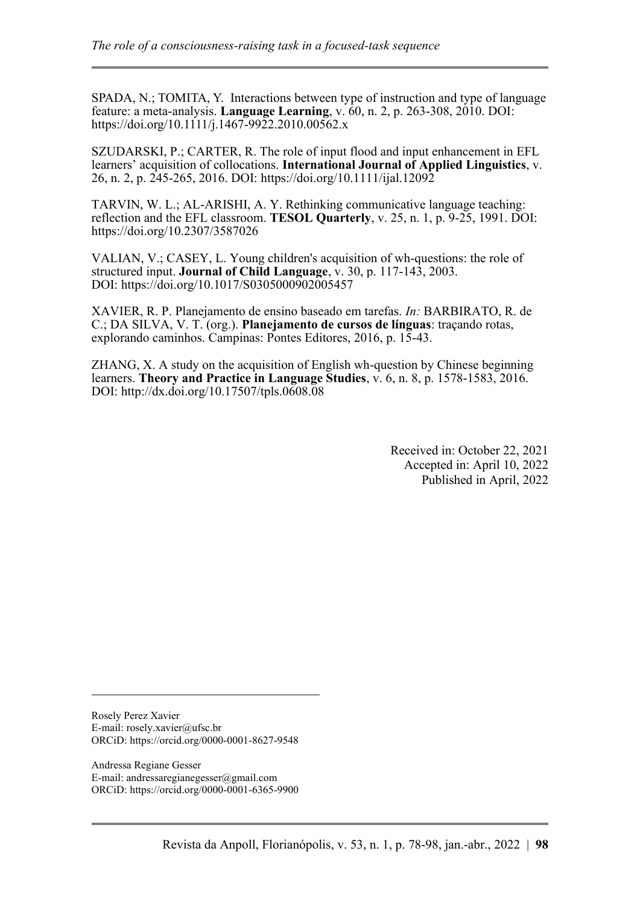SPADA, N.; TOMITA, Y. Interactions between type of instruction and type of language feature: a meta-analysis. **Language Learning**, v. 60, n. 2, p. 263-308, 2010. DOI: https://doi.org/10.1111/j.1467-9922.2010.00562.x

SZUDARSKI, P.; CARTER, R. The role of input flood and input enhancement in EFL learners' acquisition of collocations. **International Journal of Applied Linguistics**, v. 26, n. 2, p. 245-265, 2016. DOI: https://doi.org/10.1111/ijal.12092

TARVIN, W. L.; AL-ARISHI, A. Y. Rethinking communicative language teaching: reflection and the EFL classroom. **TESOL Quarterly**, v. 25, n. 1, p. 9-25, 1991. DOI: https://doi.org/10.2307/3587026

VALIAN, V.; CASEY, L. Young children's acquisition of wh-questions: the role of structured input. **Journal of Child Language**, v. 30, p. 117-143, 2003. DOI: https://doi.org/10.1017/S0305000902005457

XAVIER, R. P. Planejamento de ensino baseado em tarefas. *In:* BARBIRATO, R. de C.; DA SILVA, V. T. (org.). **Planejamento de cursos de línguas**: traçando rotas, explorando caminhos. Campinas: Pontes Editores, 2016, p. 15-43.

ZHANG, X. A study on the acquisition of English wh-question by Chinese beginning learners. **Theory and Practice in Language Studies**, v. 6, n. 8, p. 1578-1583, 2016. DOI: http://dx.doi.org/10.17507/tpls.0608.08

Received in: October 22, 2021
Accepted in: April 10, 2022
Published in April, 2022

---

Rosely Perez Xavier
E-mail: rosely.xavier@ufsc.br
ORCiD: https://orcid.org/0000-0001-8627-9548

Andressa Regiane Gesser
E-mail: andressaregianegesser@gmail.com
ORCiD: https://orcid.org/0000-0001-6365-9900